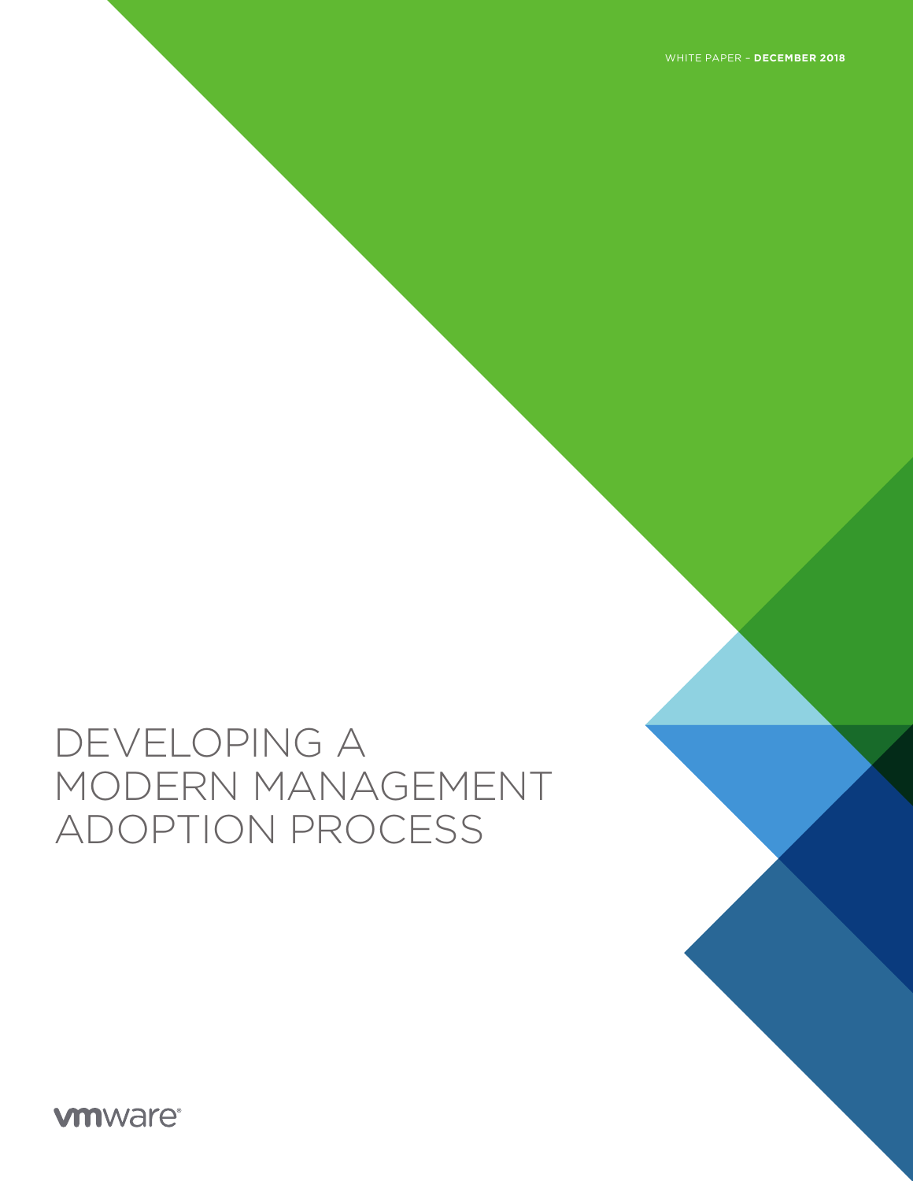WHITE PAPER – **DECEMBER 2018**

# DEVELOPING A MODERN MANAGEMENT ADOPTION PROCESS

vmware®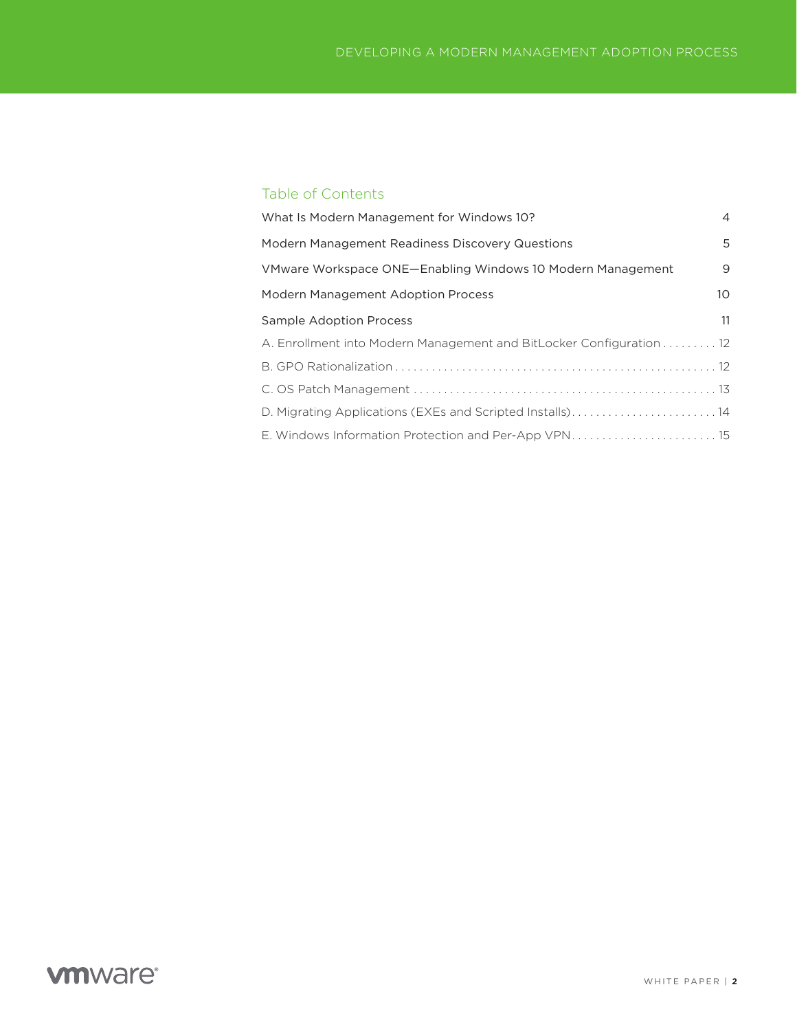## Table of Contents

What Is Modern Management for Windows 10? 4

Modern Management Readiness Discovery Questions 5

VMware Workspace ONE—Enabling Windows 10 Modern Management 9

Modern Management Adoption Process 10

Sample Adoption Process 11

A. Enrollment into Modern Management and BitLocker Configuration . . . . . . . . . 12

B. GPO Rationalization . . . . . . . . . . . . . . . . . . . . . . . . . . . . . . . . . . . . . . . . . . . . . . . . . . . . 12

C. OS Patch Management . . . . . . . . . . . . . . . . . . . . . . . . . . . . . . . . . . . . . . . . . . . . . . . . . . 13

D. Migrating Applications (EXEs and Scripted Installs). . . . . . . . . . . . . . . . . . . . . . . . 14

E. Windows Information Protection and Per-App VPN. . . . . . . . . . . . . . . . . . . . . . . . 15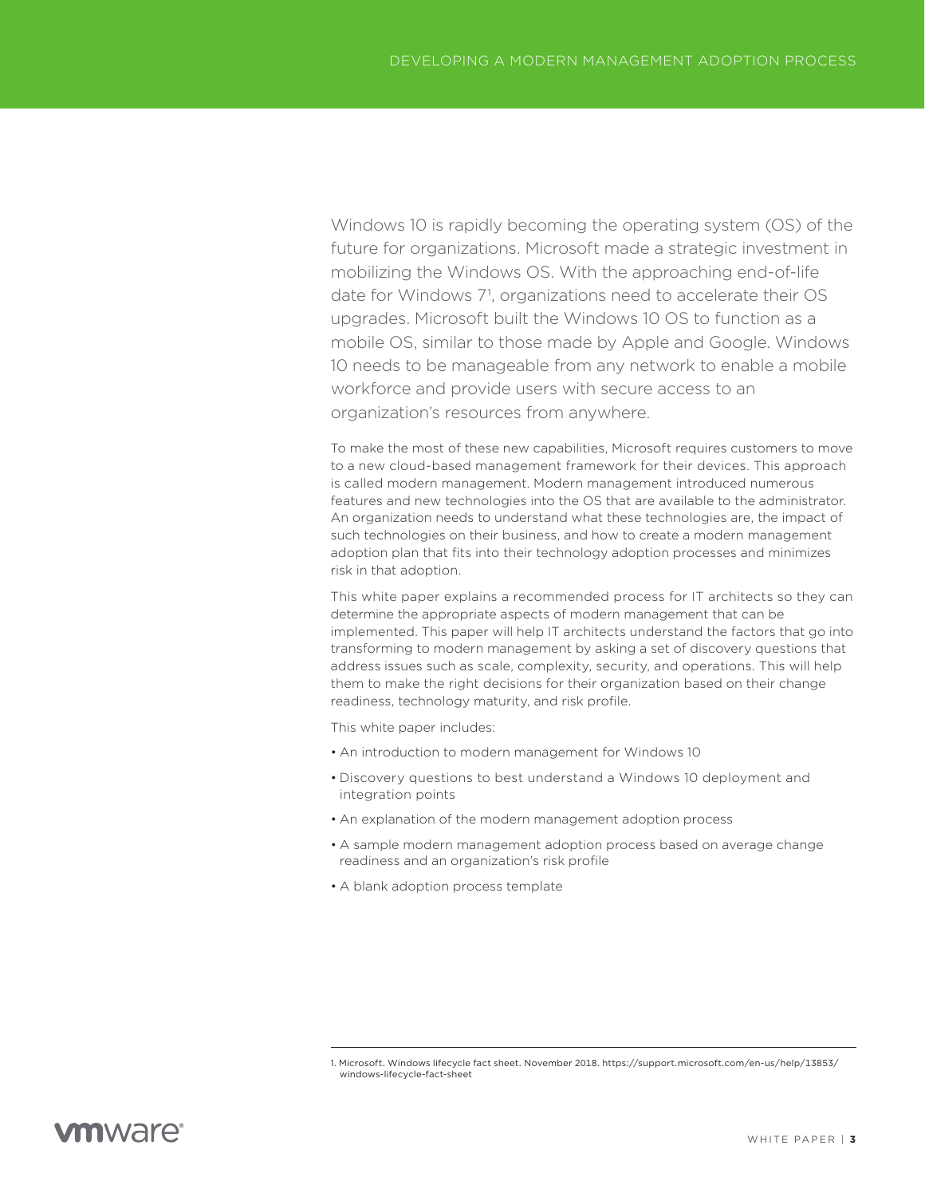Windows 10 is rapidly becoming the operating system (OS) of the future for organizations. Microsoft made a strategic investment in mobilizing the Windows OS. With the approaching end-of-life date for Windows 7[1], organizations need to accelerate their OS upgrades. Microsoft built the Windows 10 OS to function as a mobile OS, similar to those made by Apple and Google. Windows 10 needs to be manageable from any network to enable a mobile workforce and provide users with secure access to an organization's resources from anywhere.

To make the most of these new capabilities, Microsoft requires customers to move to a new cloud-based management framework for their devices. This approach is called modern management. Modern management introduced numerous features and new technologies into the OS that are available to the administrator. An organization needs to understand what these technologies are, the impact of such technologies on their business, and how to create a modern management adoption plan that fits into their technology adoption processes and minimizes risk in that adoption.

This white paper explains a recommended process for IT architects so they can determine the appropriate aspects of modern management that can be implemented. This paper will help IT architects understand the factors that go into transforming to modern management by asking a set of discovery questions that address issues such as scale, complexity, security, and operations. This will help them to make the right decisions for their organization based on their change readiness, technology maturity, and risk profile.

This white paper includes:

- An introduction to modern management for Windows 10
- Discovery questions to best understand a Windows 10 deployment and integration points
- An explanation of the modern management adoption process
- A sample modern management adoption process based on average change readiness and an organization's risk profile
- A blank adoption process template

1. Microsoft. Windows lifecycle fact sheet. November 2018. https://support.microsoft.com/en-us/help/13853/windows-lifecycle-fact-sheet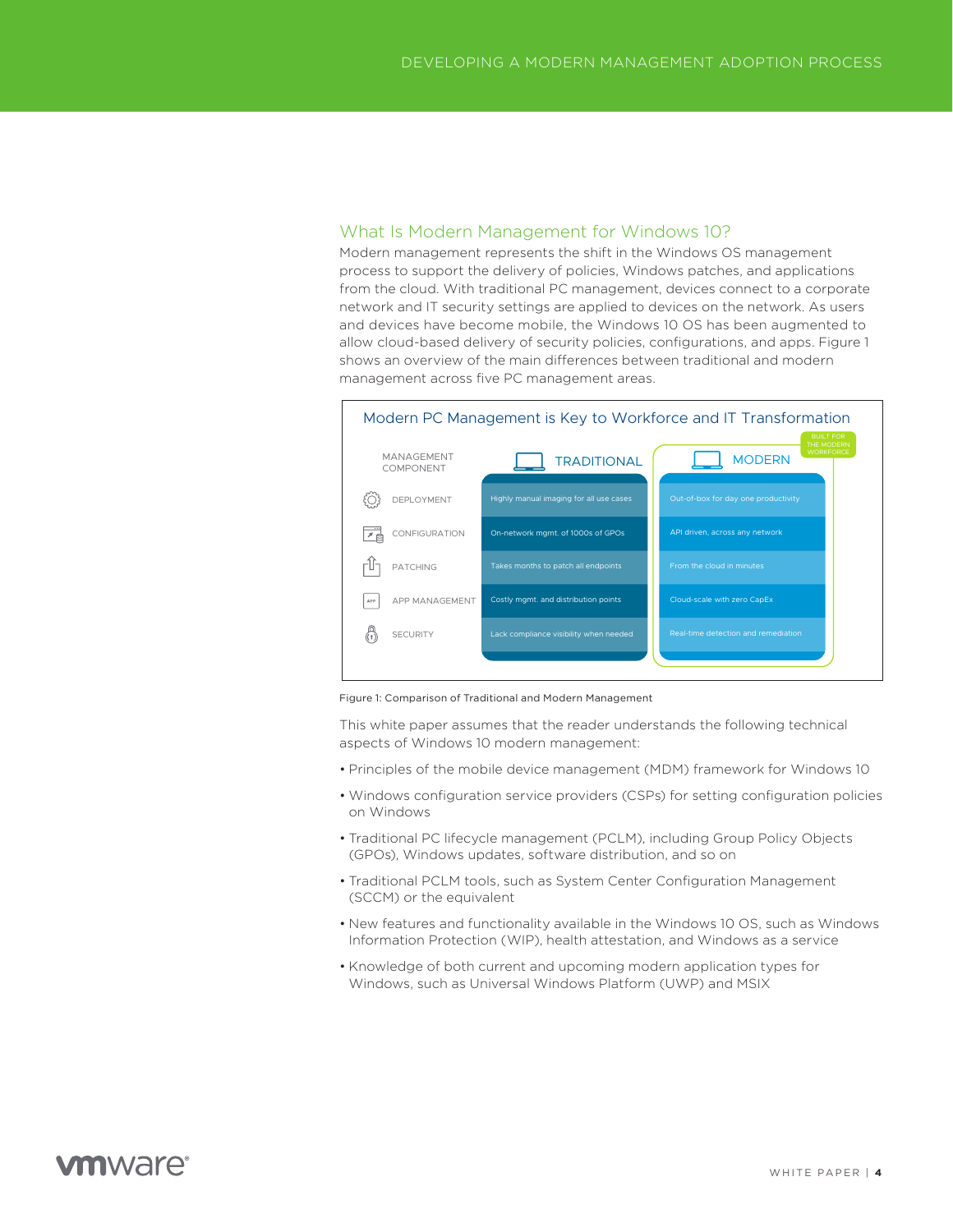## What Is Modern Management for Windows 10?

Modern management represents the shift in the Windows OS management process to support the delivery of policies, Windows patches, and applications from the cloud. With traditional PC management, devices connect to a corporate network and IT security settings are applied to devices on the network. As users and devices have become mobile, the Windows 10 OS has been augmented to allow cloud-based delivery of security policies, configurations, and apps. Figure 1 shows an overview of the main differences between traditional and modern management across five PC management areas.

**Modern PC Management is Key to Workforce and IT Transformation**

| MANAGEMENT COMPONENT | TRADITIONAL | MODERN (BUILT FOR THE MODERN WORKFORCE) |
| --- | --- | --- |
| DEPLOYMENT | Highly manual imaging for all use cases | Out-of-box for day one productivity |
| CONFIGURATION | On-network mgmt. of 1000s of GPOs | API driven, across any network |
| PATCHING | Takes months to patch all endpoints | From the cloud in minutes |
| APP MANAGEMENT | Costly mgmt. and distribution points | Cloud-scale with zero CapEx |
| SECURITY | Lack compliance visibility when needed | Real-time detection and remediation |

Figure 1: Comparison of Traditional and Modern Management

This white paper assumes that the reader understands the following technical aspects of Windows 10 modern management:

- Principles of the mobile device management (MDM) framework for Windows 10
- Windows configuration service providers (CSPs) for setting configuration policies on Windows
- Traditional PC lifecycle management (PCLM), including Group Policy Objects (GPOs), Windows updates, software distribution, and so on
- Traditional PCLM tools, such as System Center Configuration Management (SCCM) or the equivalent
- New features and functionality available in the Windows 10 OS, such as Windows Information Protection (WIP), health attestation, and Windows as a service
- Knowledge of both current and upcoming modern application types for Windows, such as Universal Windows Platform (UWP) and MSIX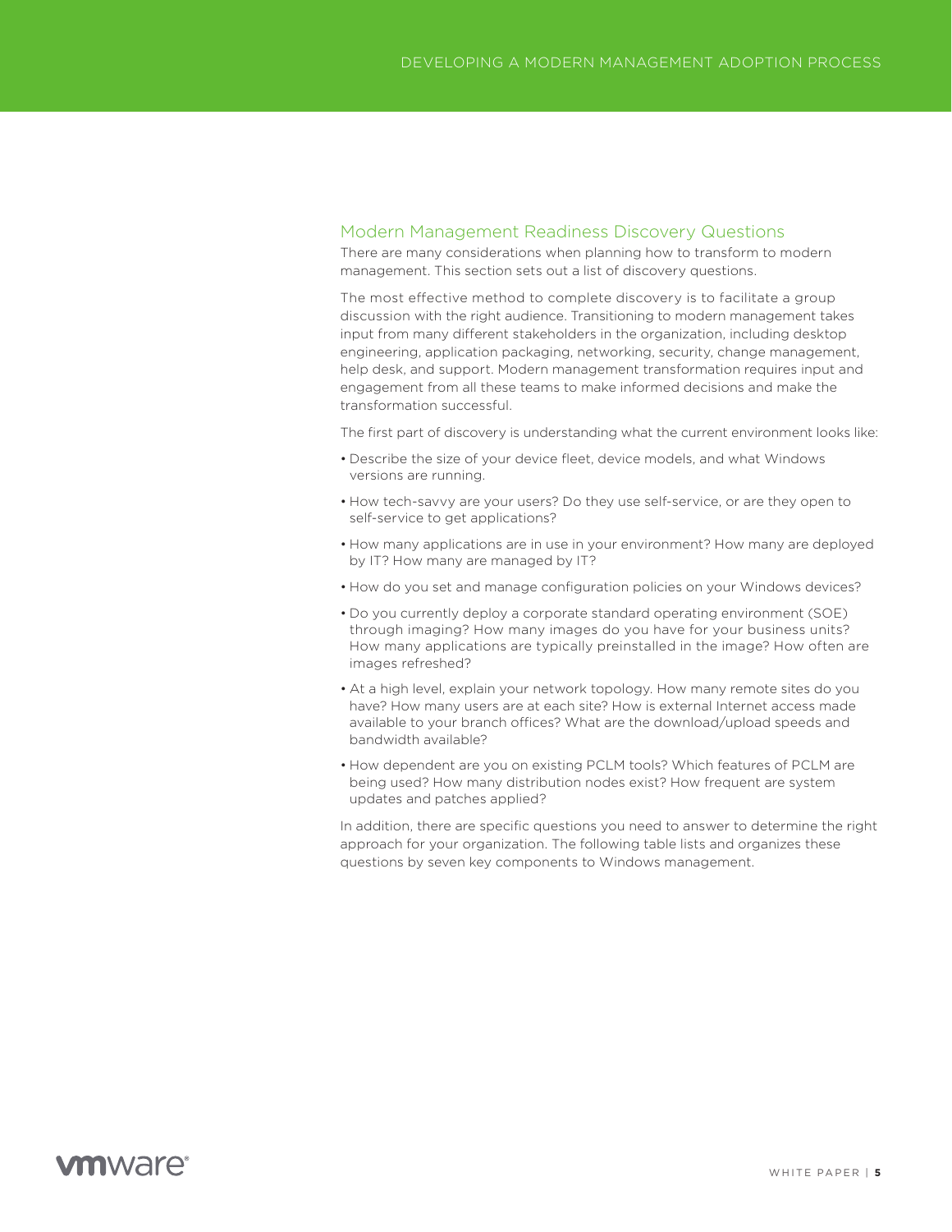## Modern Management Readiness Discovery Questions

There are many considerations when planning how to transform to modern management. This section sets out a list of discovery questions.

The most effective method to complete discovery is to facilitate a group discussion with the right audience. Transitioning to modern management takes input from many different stakeholders in the organization, including desktop engineering, application packaging, networking, security, change management, help desk, and support. Modern management transformation requires input and engagement from all these teams to make informed decisions and make the transformation successful.

The first part of discovery is understanding what the current environment looks like:

- Describe the size of your device fleet, device models, and what Windows versions are running.
- How tech-savvy are your users? Do they use self-service, or are they open to self-service to get applications?
- How many applications are in use in your environment? How many are deployed by IT? How many are managed by IT?
- How do you set and manage configuration policies on your Windows devices?
- Do you currently deploy a corporate standard operating environment (SOE) through imaging? How many images do you have for your business units? How many applications are typically preinstalled in the image? How often are images refreshed?
- At a high level, explain your network topology. How many remote sites do you have? How many users are at each site? How is external Internet access made available to your branch offices? What are the download/upload speeds and bandwidth available?
- How dependent are you on existing PCLM tools? Which features of PCLM are being used? How many distribution nodes exist? How frequent are system updates and patches applied?

In addition, there are specific questions you need to answer to determine the right approach for your organization. The following table lists and organizes these questions by seven key components to Windows management.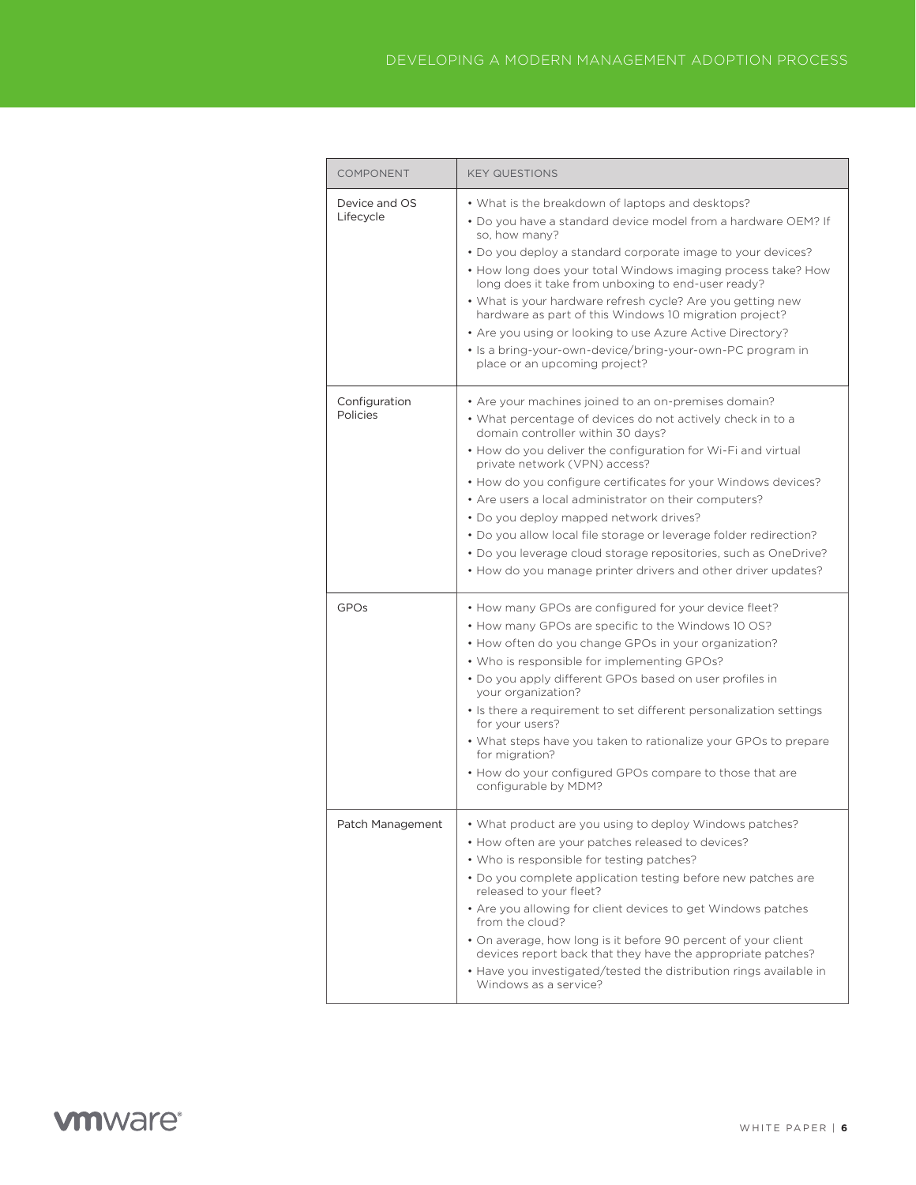| COMPONENT | KEY QUESTIONS |
|---|---|
| Device and OS Lifecycle | • What is the breakdown of laptops and desktops?<br>• Do you have a standard device model from a hardware OEM? If so, how many?<br>• Do you deploy a standard corporate image to your devices?<br>• How long does your total Windows imaging process take? How long does it take from unboxing to end-user ready?<br>• What is your hardware refresh cycle? Are you getting new hardware as part of this Windows 10 migration project?<br>• Are you using or looking to use Azure Active Directory?<br>• Is a bring-your-own-device/bring-your-own-PC program in place or an upcoming project? |
| Configuration Policies | • Are your machines joined to an on-premises domain?<br>• What percentage of devices do not actively check in to a domain controller within 30 days?<br>• How do you deliver the configuration for Wi-Fi and virtual private network (VPN) access?<br>• How do you configure certificates for your Windows devices?<br>• Are users a local administrator on their computers?<br>• Do you deploy mapped network drives?<br>• Do you allow local file storage or leverage folder redirection?<br>• Do you leverage cloud storage repositories, such as OneDrive?<br>• How do you manage printer drivers and other driver updates? |
| GPOs | • How many GPOs are configured for your device fleet?<br>• How many GPOs are specific to the Windows 10 OS?<br>• How often do you change GPOs in your organization?<br>• Who is responsible for implementing GPOs?<br>• Do you apply different GPOs based on user profiles in your organization?<br>• Is there a requirement to set different personalization settings for your users?<br>• What steps have you taken to rationalize your GPOs to prepare for migration?<br>• How do your configured GPOs compare to those that are configurable by MDM? |
| Patch Management | • What product are you using to deploy Windows patches?<br>• How often are your patches released to devices?<br>• Who is responsible for testing patches?<br>• Do you complete application testing before new patches are released to your fleet?<br>• Are you allowing for client devices to get Windows patches from the cloud?<br>• On average, how long is it before 90 percent of your client devices report back that they have the appropriate patches?<br>• Have you investigated/tested the distribution rings available in Windows as a service? |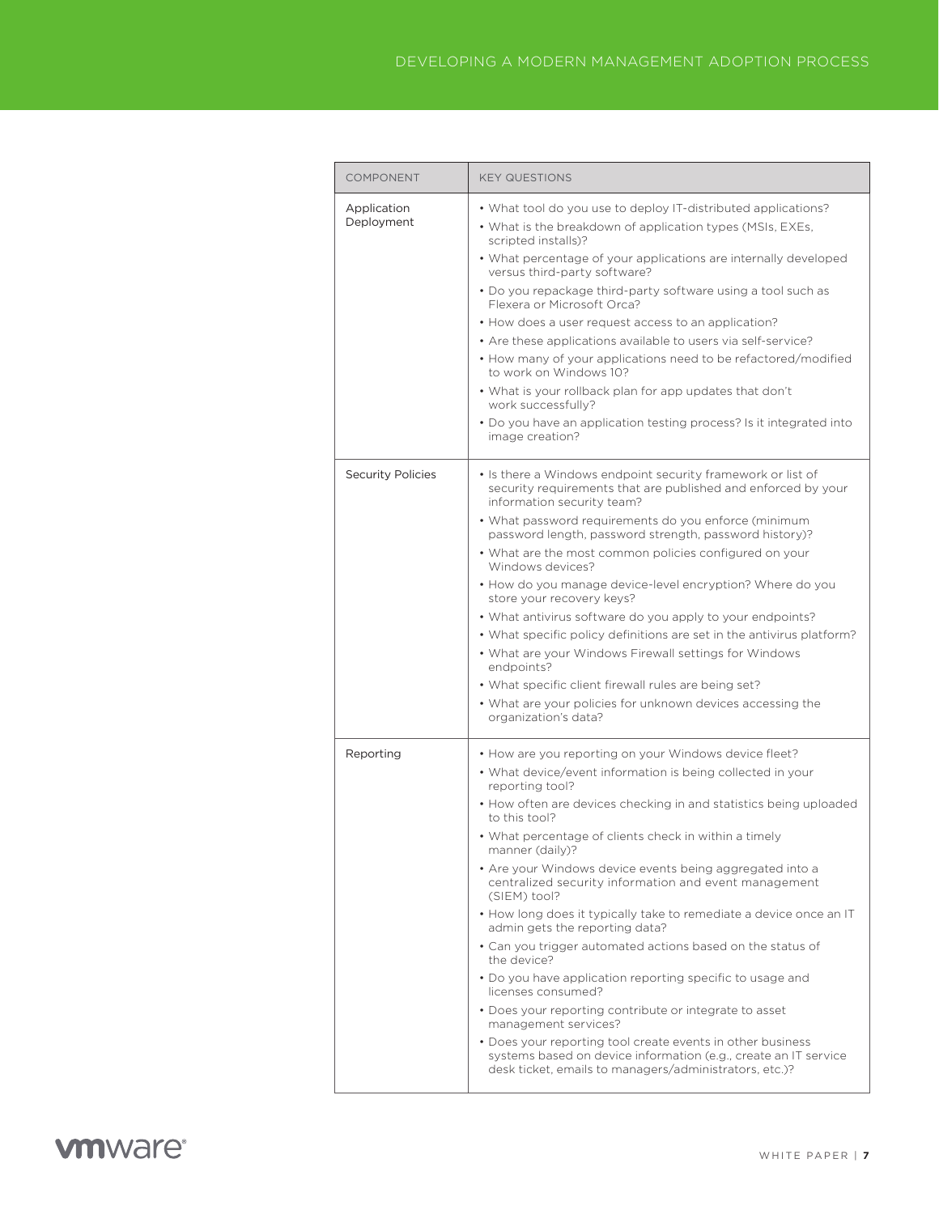| COMPONENT | KEY QUESTIONS |
| --- | --- |
| Application Deployment | • What tool do you use to deploy IT-distributed applications?<br>• What is the breakdown of application types (MSIs, EXEs, scripted installs)?<br>• What percentage of your applications are internally developed versus third-party software?<br>• Do you repackage third-party software using a tool such as Flexera or Microsoft Orca?<br>• How does a user request access to an application?<br>• Are these applications available to users via self-service?<br>• How many of your applications need to be refactored/modified to work on Windows 10?<br>• What is your rollback plan for app updates that don't work successfully?<br>• Do you have an application testing process? Is it integrated into image creation? |
| Security Policies | • Is there a Windows endpoint security framework or list of security requirements that are published and enforced by your information security team?<br>• What password requirements do you enforce (minimum password length, password strength, password history)?<br>• What are the most common policies configured on your Windows devices?<br>• How do you manage device-level encryption? Where do you store your recovery keys?<br>• What antivirus software do you apply to your endpoints?<br>• What specific policy definitions are set in the antivirus platform?<br>• What are your Windows Firewall settings for Windows endpoints?<br>• What specific client firewall rules are being set?<br>• What are your policies for unknown devices accessing the organization's data? |
| Reporting | • How are you reporting on your Windows device fleet?<br>• What device/event information is being collected in your reporting tool?<br>• How often are devices checking in and statistics being uploaded to this tool?<br>• What percentage of clients check in within a timely manner (daily)?<br>• Are your Windows device events being aggregated into a centralized security information and event management (SIEM) tool?<br>• How long does it typically take to remediate a device once an IT admin gets the reporting data?<br>• Can you trigger automated actions based on the status of the device?<br>• Do you have application reporting specific to usage and licenses consumed?<br>• Does your reporting contribute or integrate to asset management services?<br>• Does your reporting tool create events in other business systems based on device information (e.g., create an IT service desk ticket, emails to managers/administrators, etc.)? |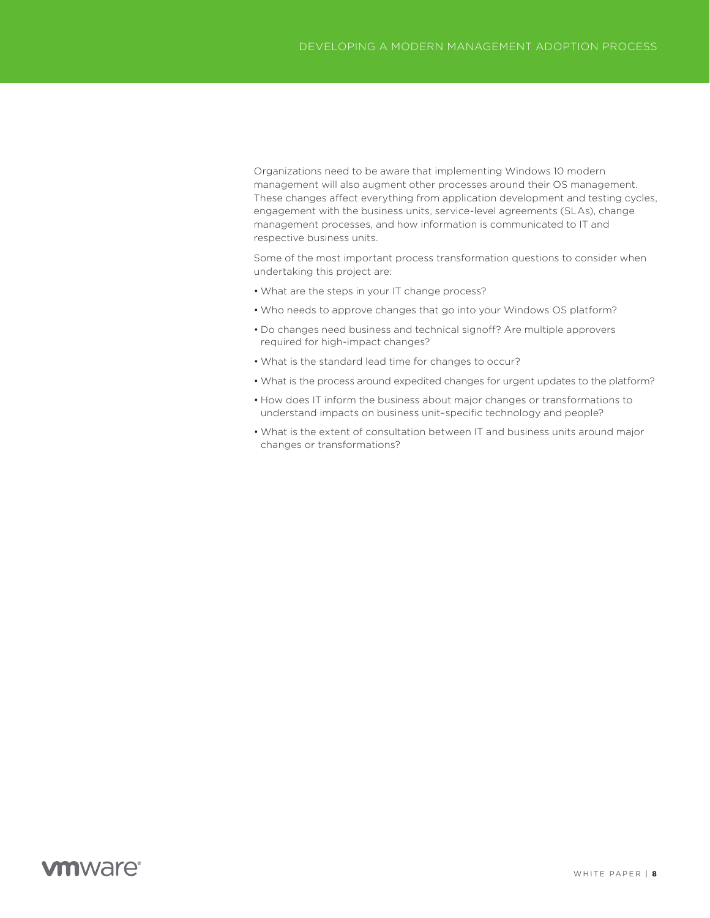Organizations need to be aware that implementing Windows 10 modern management will also augment other processes around their OS management. These changes affect everything from application development and testing cycles, engagement with the business units, service-level agreements (SLAs), change management processes, and how information is communicated to IT and respective business units.

Some of the most important process transformation questions to consider when undertaking this project are:

- What are the steps in your IT change process?
- Who needs to approve changes that go into your Windows OS platform?
- Do changes need business and technical signoff? Are multiple approvers required for high-impact changes?
- What is the standard lead time for changes to occur?
- What is the process around expedited changes for urgent updates to the platform?
- How does IT inform the business about major changes or transformations to understand impacts on business unit–specific technology and people?
- What is the extent of consultation between IT and business units around major changes or transformations?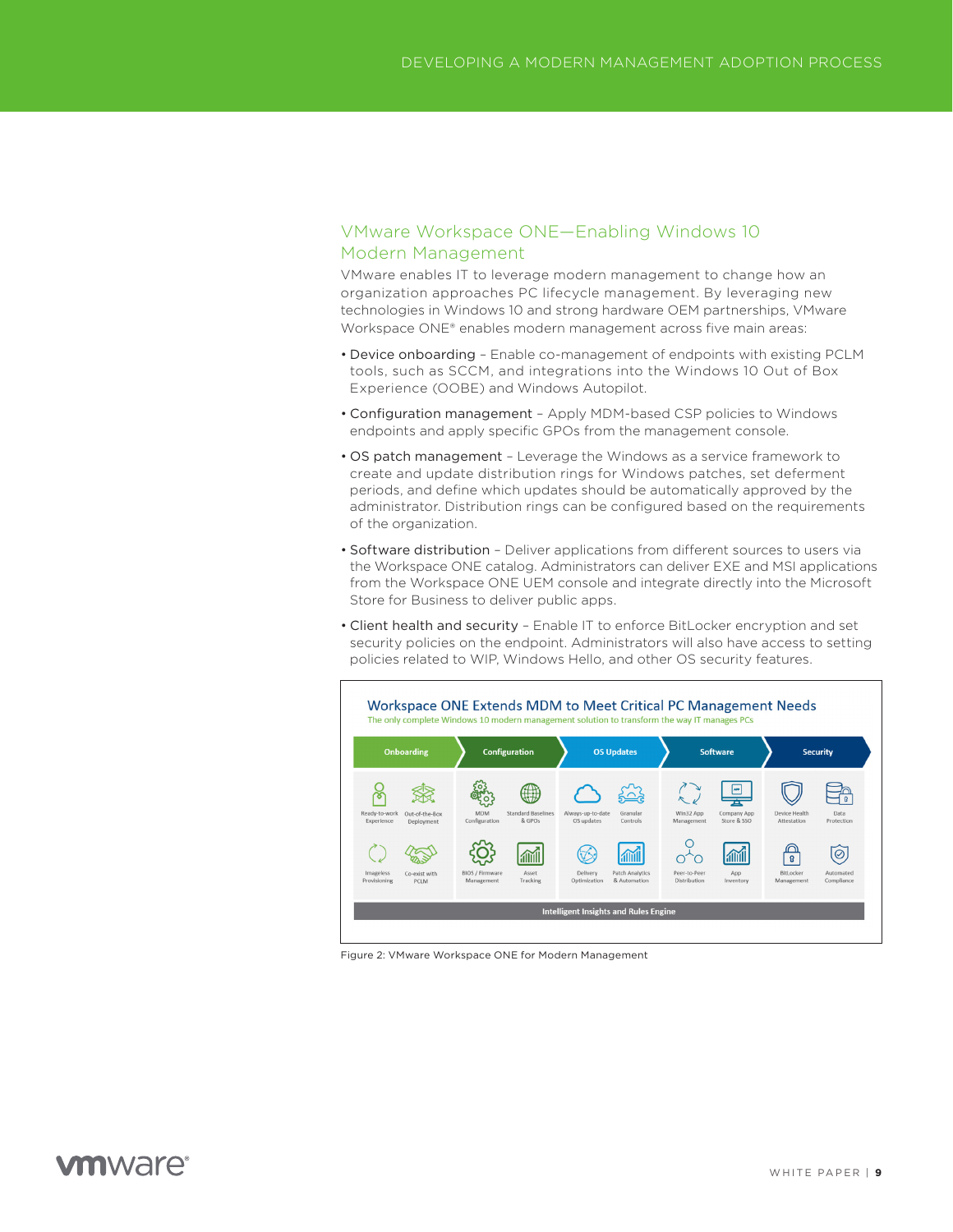## VMware Workspace ONE—Enabling Windows 10 Modern Management

VMware enables IT to leverage modern management to change how an organization approaches PC lifecycle management. By leveraging new technologies in Windows 10 and strong hardware OEM partnerships, VMware Workspace ONE® enables modern management across five main areas:

- Device onboarding – Enable co-management of endpoints with existing PCLM tools, such as SCCM, and integrations into the Windows 10 Out of Box Experience (OOBE) and Windows Autopilot.
- Configuration management – Apply MDM-based CSP policies to Windows endpoints and apply specific GPOs from the management console.
- OS patch management – Leverage the Windows as a service framework to create and update distribution rings for Windows patches, set deferment periods, and define which updates should be automatically approved by the administrator. Distribution rings can be configured based on the requirements of the organization.
- Software distribution – Deliver applications from different sources to users via the Workspace ONE catalog. Administrators can deliver EXE and MSI applications from the Workspace ONE UEM console and integrate directly into the Microsoft Store for Business to deliver public apps.
- Client health and security – Enable IT to enforce BitLocker encryption and set security policies on the endpoint. Administrators will also have access to setting policies related to WIP, Windows Hello, and other OS security features.

**Workspace ONE Extends MDM to Meet Critical PC Management Needs**

The only complete Windows 10 modern management solution to transform the way IT manages PCs

| Onboarding | | Configuration | | OS Updates | | Software | | Security | |
|---|---|---|---|---|---|---|---|---|---|
| Ready-to-work Experience | Out-of-the-Box Deployment | MDM Configuration | Standard Baselines & GPOs | Always-up-to-date OS updates | Granular Controls | Win32 App Management | Company App Store & SSO | Device Health Attestation | Data Protection |
| Imageless Provisioning | Co-exist with PCLM | BIOS / Firmware Management | Asset Tracking | Delivery Optimization | Patch Analytics & Automation | Peer-to-Peer Distribution | App Inventory | BitLocker Management | Automated Compliance |

Intelligent Insights and Rules Engine

Figure 2: VMware Workspace ONE for Modern Management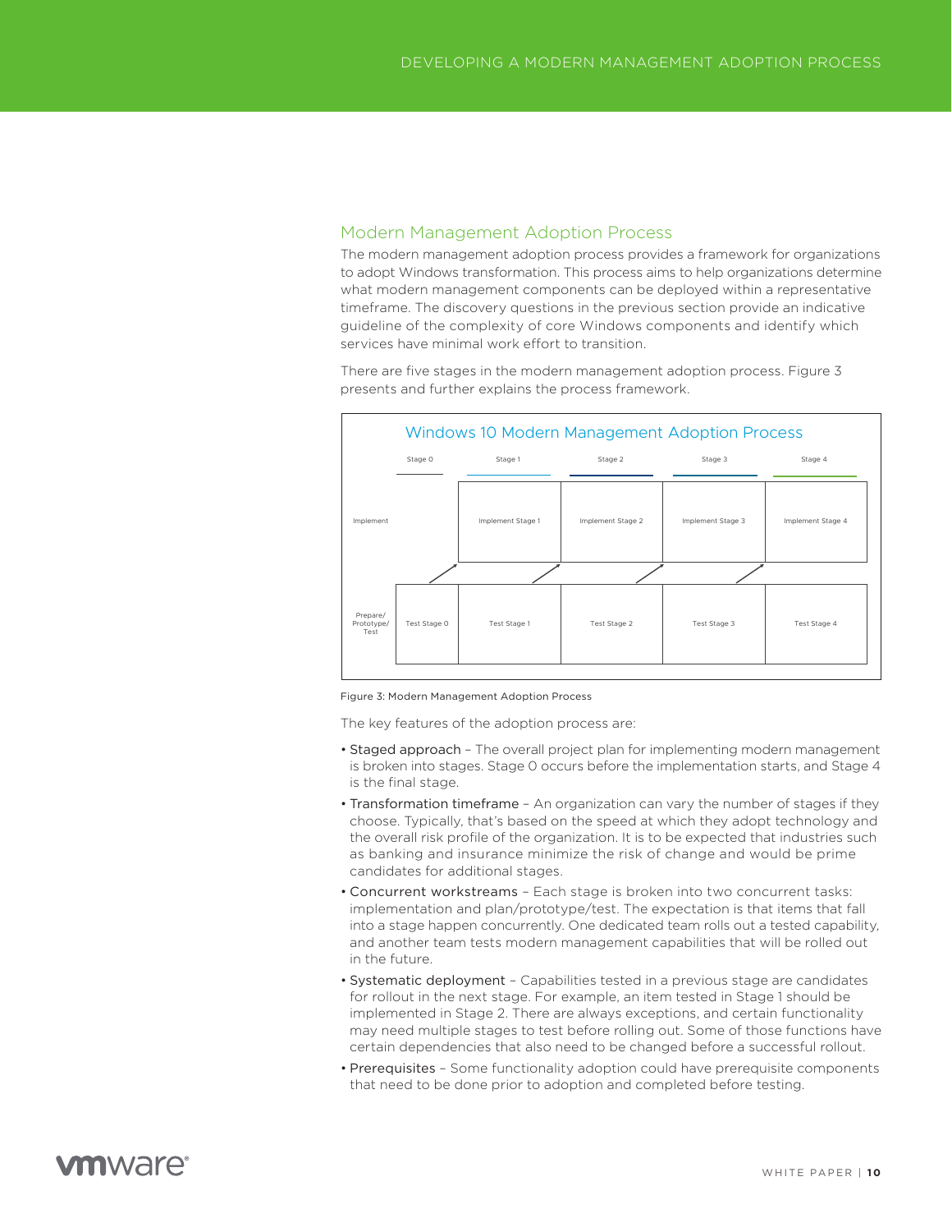## Modern Management Adoption Process

The modern management adoption process provides a framework for organizations to adopt Windows transformation. This process aims to help organizations determine what modern management components can be deployed within a representative timeframe. The discovery questions in the previous section provide an indicative guideline of the complexity of core Windows components and identify which services have minimal work effort to transition.

There are five stages in the modern management adoption process. Figure 3 presents and further explains the process framework.

**Windows 10 Modern Management Adoption Process**

| | Stage 0 | Stage 1 | Stage 2 | Stage 3 | Stage 4 |
|---|---|---|---|---|---|
| Implement | | Implement Stage 1 | Implement Stage 2 | Implement Stage 3 | Implement Stage 4 |
| Prepare/ Prototype/ Test | Test Stage 0 | Test Stage 1 | Test Stage 2 | Test Stage 3 | Test Stage 4 |

Figure 3: Modern Management Adoption Process

The key features of the adoption process are:

- Staged approach – The overall project plan for implementing modern management is broken into stages. Stage 0 occurs before the implementation starts, and Stage 4 is the final stage.
- Transformation timeframe – An organization can vary the number of stages if they choose. Typically, that's based on the speed at which they adopt technology and the overall risk profile of the organization. It is to be expected that industries such as banking and insurance minimize the risk of change and would be prime candidates for additional stages.
- Concurrent workstreams – Each stage is broken into two concurrent tasks: implementation and plan/prototype/test. The expectation is that items that fall into a stage happen concurrently. One dedicated team rolls out a tested capability, and another team tests modern management capabilities that will be rolled out in the future.
- Systematic deployment – Capabilities tested in a previous stage are candidates for rollout in the next stage. For example, an item tested in Stage 1 should be implemented in Stage 2. There are always exceptions, and certain functionality may need multiple stages to test before rolling out. Some of those functions have certain dependencies that also need to be changed before a successful rollout.
- Prerequisites – Some functionality adoption could have prerequisite components that need to be done prior to adoption and completed before testing.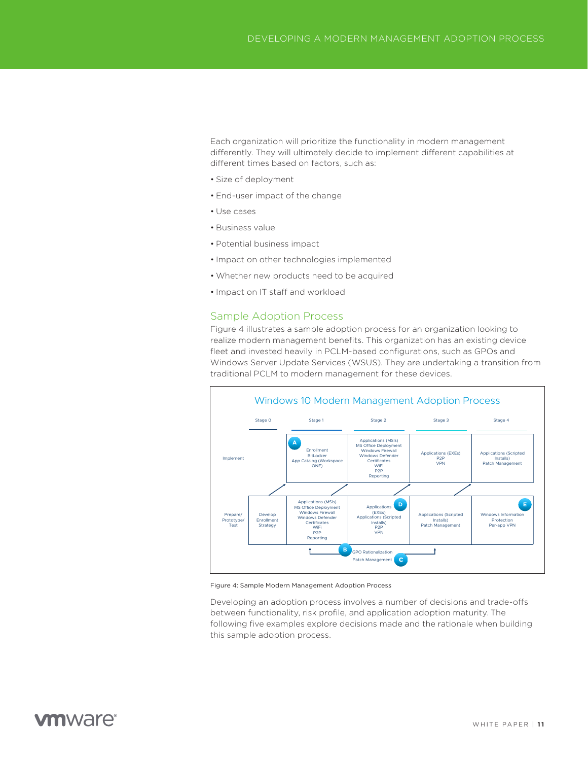Each organization will prioritize the functionality in modern management differently. They will ultimately decide to implement different capabilities at different times based on factors, such as:

- Size of deployment
- End-user impact of the change
- Use cases
- Business value
- Potential business impact
- Impact on other technologies implemented
- Whether new products need to be acquired
- Impact on IT staff and workload

## Sample Adoption Process

Figure 4 illustrates a sample adoption process for an organization looking to realize modern management benefits. This organization has an existing device fleet and invested heavily in PCLM-based configurations, such as GPOs and Windows Server Update Services (WSUS). They are undertaking a transition from traditional PCLM to modern management for these devices.

**Windows 10 Modern Management Adoption Process**

| | Stage 0 | Stage 1 | Stage 2 | Stage 3 | Stage 4 |
|---|---|---|---|---|---|
| Implement | | (A) Enrollment, BitLocker, App Catalog (Workspace ONE) | Applications (MSIs), MS Office Deployment, Windows Firewall, Windows Defender, Certificates, WiFi, P2P, Reporting | Applications (EXEs), P2P, VPN | Applications (Scripted Installs), Patch Management |
| Prepare/ Prototype/ Test | Develop Enrollment Strategy | Applications (MSIs), MS Office Deployment, Windows Firewall, Windows Defender, Certificates, WiFi, P2P, Reporting | (D) Applications (EXEs), Applications (Scripted Installs), P2P, VPN | Applications (Scripted Installs), Patch Management | (E) Windows Information Protection, Per-app VPN |

(B) GPO Rationalization
(C) Patch Management

Figure 4: Sample Modern Management Adoption Process

Developing an adoption process involves a number of decisions and trade-offs between functionality, risk profile, and application adoption maturity. The following five examples explore decisions made and the rationale when building this sample adoption process.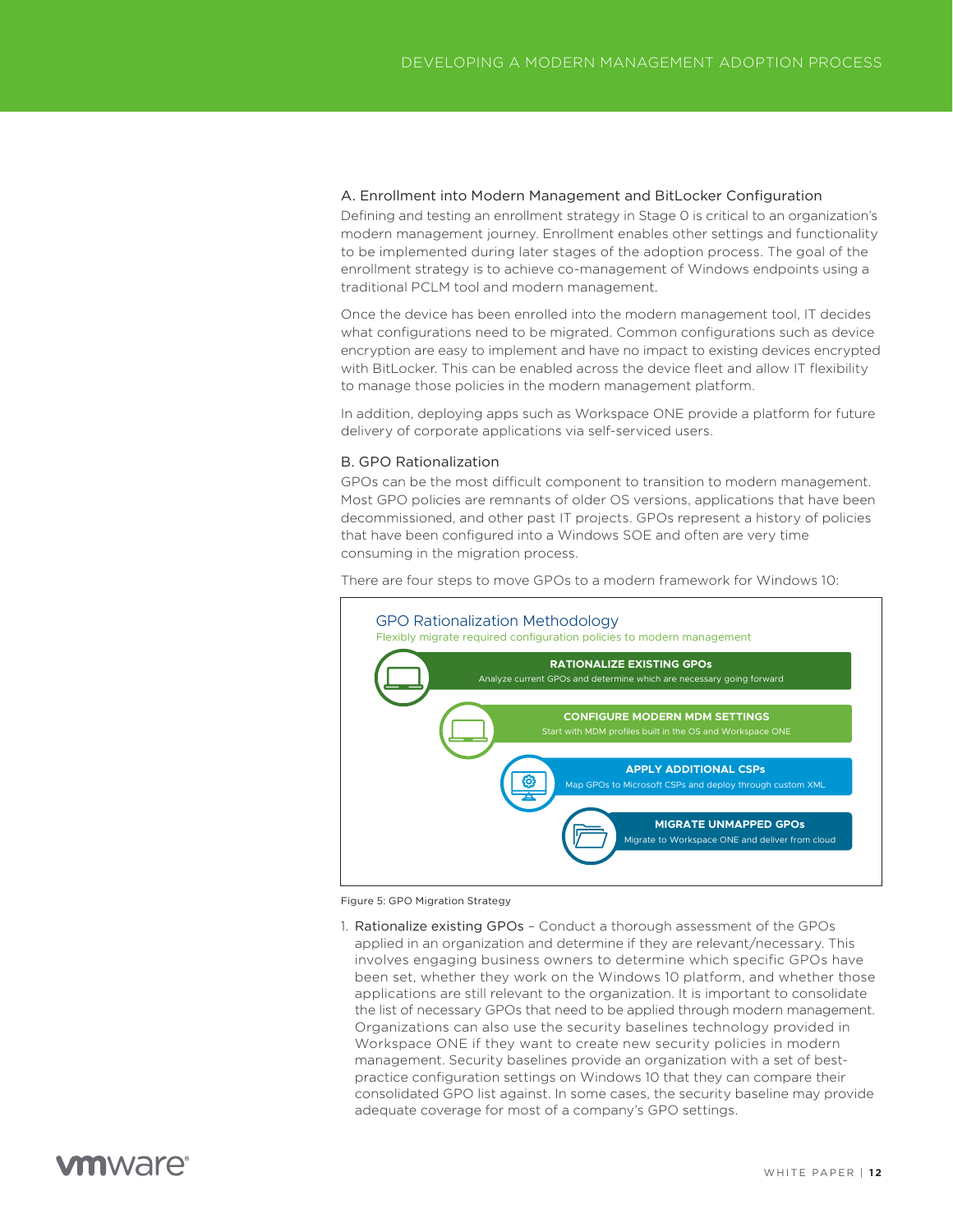### A. Enrollment into Modern Management and BitLocker Configuration

Defining and testing an enrollment strategy in Stage 0 is critical to an organization's modern management journey. Enrollment enables other settings and functionality to be implemented during later stages of the adoption process. The goal of the enrollment strategy is to achieve co-management of Windows endpoints using a traditional PCLM tool and modern management.

Once the device has been enrolled into the modern management tool, IT decides what configurations need to be migrated. Common configurations such as device encryption are easy to implement and have no impact to existing devices encrypted with BitLocker. This can be enabled across the device fleet and allow IT flexibility to manage those policies in the modern management platform.

In addition, deploying apps such as Workspace ONE provide a platform for future delivery of corporate applications via self-serviced users.

### B. GPO Rationalization

GPOs can be the most difficult component to transition to modern management. Most GPO policies are remnants of older OS versions, applications that have been decommissioned, and other past IT projects. GPOs represent a history of policies that have been configured into a Windows SOE and often are very time consuming in the migration process.

There are four steps to move GPOs to a modern framework for Windows 10:

**GPO Rationalization Methodology**

Flexibly migrate required configuration policies to modern management

- **RATIONALIZE EXISTING GPOs** – Analyze current GPOs and determine which are necessary going forward
- **CONFIGURE MODERN MDM SETTINGS** – Start with MDM profiles built in the OS and Workspace ONE
- **APPLY ADDITIONAL CSPs** – Map GPOs to Microsoft CSPs and deploy through custom XML
- **MIGRATE UNMAPPED GPOs** – Migrate to Workspace ONE and deliver from cloud

Figure 5: GPO Migration Strategy

1. Rationalize existing GPOs – Conduct a thorough assessment of the GPOs applied in an organization and determine if they are relevant/necessary. This involves engaging business owners to determine which specific GPOs have been set, whether they work on the Windows 10 platform, and whether those applications are still relevant to the organization. It is important to consolidate the list of necessary GPOs that need to be applied through modern management. Organizations can also use the security baselines technology provided in Workspace ONE if they want to create new security policies in modern management. Security baselines provide an organization with a set of best-practice configuration settings on Windows 10 that they can compare their consolidated GPO list against. In some cases, the security baseline may provide adequate coverage for most of a company's GPO settings.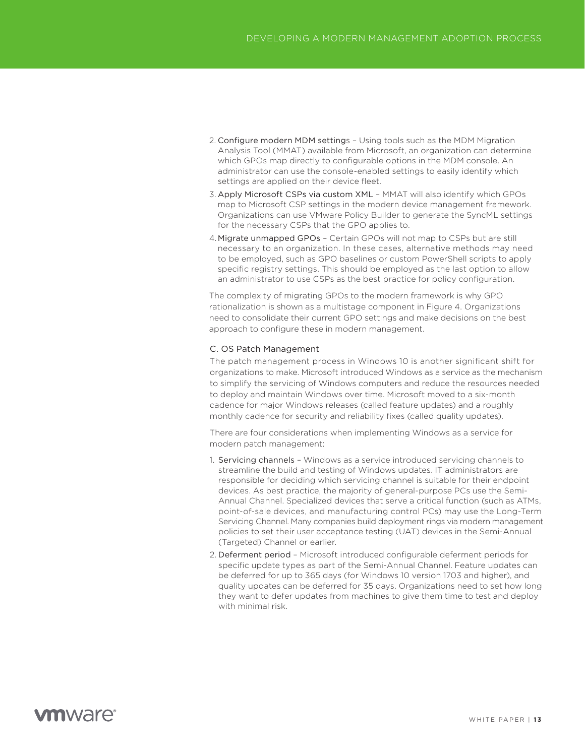2. **Configure modern MDM settings** – Using tools such as the MDM Migration Analysis Tool (MMAT) available from Microsoft, an organization can determine which GPOs map directly to configurable options in the MDM console. An administrator can use the console-enabled settings to easily identify which settings are applied on their device fleet.
3. **Apply Microsoft CSPs via custom XML** – MMAT will also identify which GPOs map to Microsoft CSP settings in the modern device management framework. Organizations can use VMware Policy Builder to generate the SyncML settings for the necessary CSPs that the GPO applies to.
4. **Migrate unmapped GPOs** – Certain GPOs will not map to CSPs but are still necessary to an organization. In these cases, alternative methods may need to be employed, such as GPO baselines or custom PowerShell scripts to apply specific registry settings. This should be employed as the last option to allow an administrator to use CSPs as the best practice for policy configuration.

The complexity of migrating GPOs to the modern framework is why GPO rationalization is shown as a multistage component in Figure 4. Organizations need to consolidate their current GPO settings and make decisions on the best approach to configure these in modern management.

### C. OS Patch Management

The patch management process in Windows 10 is another significant shift for organizations to make. Microsoft introduced Windows as a service as the mechanism to simplify the servicing of Windows computers and reduce the resources needed to deploy and maintain Windows over time. Microsoft moved to a six-month cadence for major Windows releases (called feature updates) and a roughly monthly cadence for security and reliability fixes (called quality updates).

There are four considerations when implementing Windows as a service for modern patch management:

1. **Servicing channels** – Windows as a service introduced servicing channels to streamline the build and testing of Windows updates. IT administrators are responsible for deciding which servicing channel is suitable for their endpoint devices. As best practice, the majority of general-purpose PCs use the Semi-Annual Channel. Specialized devices that serve a critical function (such as ATMs, point-of-sale devices, and manufacturing control PCs) may use the Long-Term Servicing Channel. Many companies build deployment rings via modern management policies to set their user acceptance testing (UAT) devices in the Semi-Annual (Targeted) Channel or earlier.
2. **Deferment period** – Microsoft introduced configurable deferment periods for specific update types as part of the Semi-Annual Channel. Feature updates can be deferred for up to 365 days (for Windows 10 version 1703 and higher), and quality updates can be deferred for 35 days. Organizations need to set how long they want to defer updates from machines to give them time to test and deploy with minimal risk.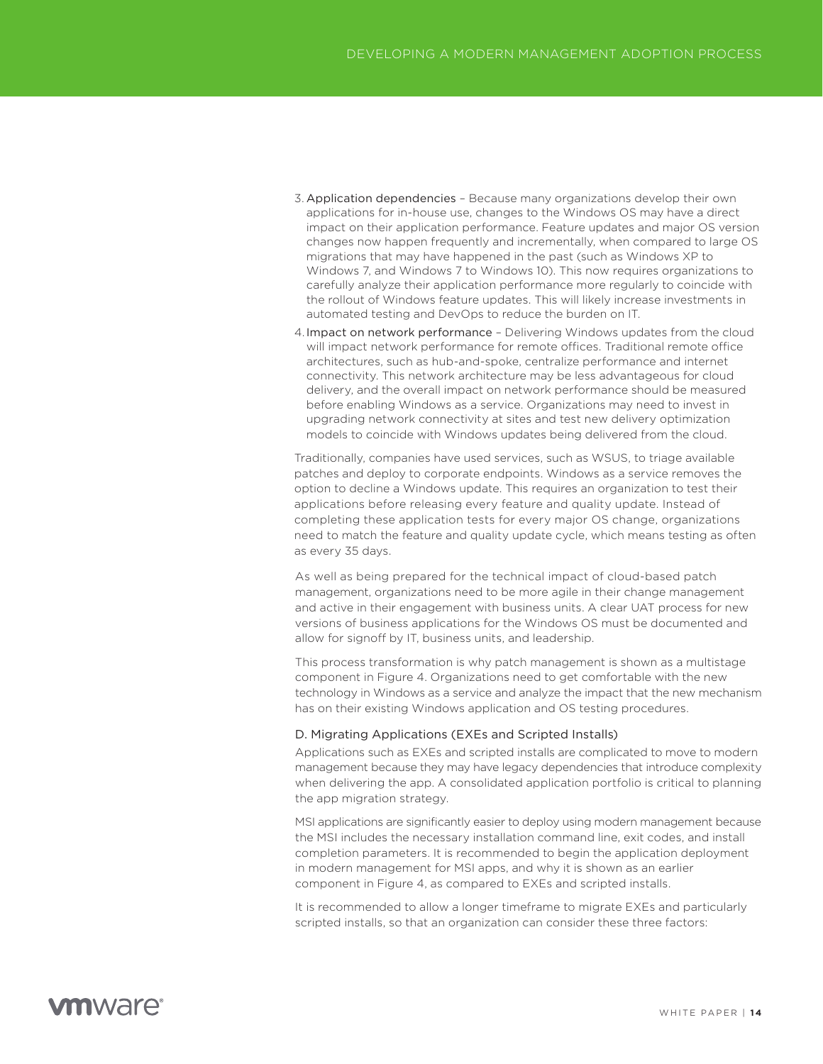3. Application dependencies – Because many organizations develop their own applications for in-house use, changes to the Windows OS may have a direct impact on their application performance. Feature updates and major OS version changes now happen frequently and incrementally, when compared to large OS migrations that may have happened in the past (such as Windows XP to Windows 7, and Windows 7 to Windows 10). This now requires organizations to carefully analyze their application performance more regularly to coincide with the rollout of Windows feature updates. This will likely increase investments in automated testing and DevOps to reduce the burden on IT.
4. Impact on network performance – Delivering Windows updates from the cloud will impact network performance for remote offices. Traditional remote office architectures, such as hub-and-spoke, centralize performance and internet connectivity. This network architecture may be less advantageous for cloud delivery, and the overall impact on network performance should be measured before enabling Windows as a service. Organizations may need to invest in upgrading network connectivity at sites and test new delivery optimization models to coincide with Windows updates being delivered from the cloud.

Traditionally, companies have used services, such as WSUS, to triage available patches and deploy to corporate endpoints. Windows as a service removes the option to decline a Windows update. This requires an organization to test their applications before releasing every feature and quality update. Instead of completing these application tests for every major OS change, organizations need to match the feature and quality update cycle, which means testing as often as every 35 days.

As well as being prepared for the technical impact of cloud-based patch management, organizations need to be more agile in their change management and active in their engagement with business units. A clear UAT process for new versions of business applications for the Windows OS must be documented and allow for signoff by IT, business units, and leadership.

This process transformation is why patch management is shown as a multistage component in Figure 4. Organizations need to get comfortable with the new technology in Windows as a service and analyze the impact that the new mechanism has on their existing Windows application and OS testing procedures.

### D. Migrating Applications (EXEs and Scripted Installs)

Applications such as EXEs and scripted installs are complicated to move to modern management because they may have legacy dependencies that introduce complexity when delivering the app. A consolidated application portfolio is critical to planning the app migration strategy.

MSI applications are significantly easier to deploy using modern management because the MSI includes the necessary installation command line, exit codes, and install completion parameters. It is recommended to begin the application deployment in modern management for MSI apps, and why it is shown as an earlier component in Figure 4, as compared to EXEs and scripted installs.

It is recommended to allow a longer timeframe to migrate EXEs and particularly scripted installs, so that an organization can consider these three factors: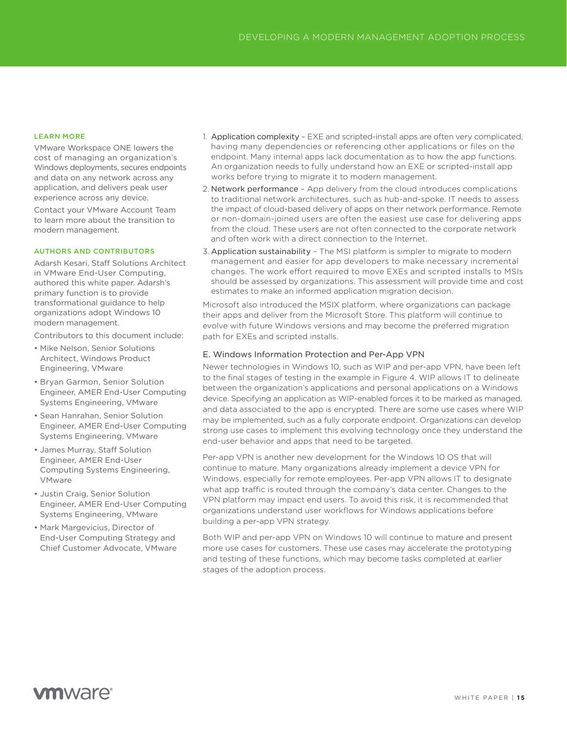1. Application complexity – EXE and scripted-install apps are often very complicated, having many dependencies or referencing other applications or files on the endpoint. Many internal apps lack documentation as to how the app functions. An organization needs to fully understand how an EXE or scripted-install app works before trying to migrate it to modern management.
2. Network performance – App delivery from the cloud introduces complications to traditional network architectures, such as hub-and-spoke. IT needs to assess the impact of cloud-based delivery of apps on their network performance. Remote or non-domain-joined users are often the easiest use case for delivering apps from the cloud. These users are not often connected to the corporate network and often work with a direct connection to the Internet.
3. Application sustainability – The MSI platform is simpler to migrate to modern management and easier for app developers to make necessary incremental changes. The work effort required to move EXEs and scripted installs to MSIs should be assessed by organizations. This assessment will provide time and cost estimates to make an informed application migration decision.

Microsoft also introduced the MSIX platform, where organizations can package their apps and deliver from the Microsoft Store. This platform will continue to evolve with future Windows versions and may become the preferred migration path for EXEs and scripted installs.

### E. Windows Information Protection and Per-App VPN

Newer technologies in Windows 10, such as WIP and per-app VPN, have been left to the final stages of testing in the example in Figure 4. WIP allows IT to delineate between the organization's applications and personal applications on a Windows device. Specifying an application as WIP-enabled forces it to be marked as managed, and data associated to the app is encrypted. There are some use cases where WIP may be implemented, such as a fully corporate endpoint. Organizations can develop strong use cases to implement this evolving technology once they understand the end-user behavior and apps that need to be targeted.

Per-app VPN is another new development for the Windows 10 OS that will continue to mature. Many organizations already implement a device VPN for Windows, especially for remote employees. Per-app VPN allows IT to designate what app traffic is routed through the company's data center. Changes to the VPN platform may impact end users. To avoid this risk, it is recommended that organizations understand user workflows for Windows applications before building a per-app VPN strategy.

Both WIP and per-app VPN on Windows 10 will continue to mature and present more use cases for customers. These use cases may accelerate the prototyping and testing of these functions, which may become tasks completed at earlier stages of the adoption process.

#### LEARN MORE

VMware Workspace ONE lowers the cost of managing an organization's Windows deployments, secures endpoints and data on any network across any application, and delivers peak user experience across any device.

Contact your VMware Account Team to learn more about the transition to modern management.

#### AUTHORS AND CONTRIBUTORS

Adarsh Kesari, Staff Solutions Architect in VMware End-User Computing, authored this white paper. Adarsh's primary function is to provide transformational guidance to help organizations adopt Windows 10 modern management.

Contributors to this document include:

- Mike Nelson, Senior Solutions Architect, Windows Product Engineering, VMware
- Bryan Garmon, Senior Solution Engineer, AMER End-User Computing Systems Engineering, VMware
- Sean Hanrahan, Senior Solution Engineer, AMER End-User Computing Systems Engineering, VMware
- James Murray, Staff Solution Engineer, AMER End-User Computing Systems Engineering, VMware
- Justin Craig, Senior Solution Engineer, AMER End-User Computing Systems Engineering, VMware
- Mark Margevicius, Director of End-User Computing Strategy and Chief Customer Advocate, VMware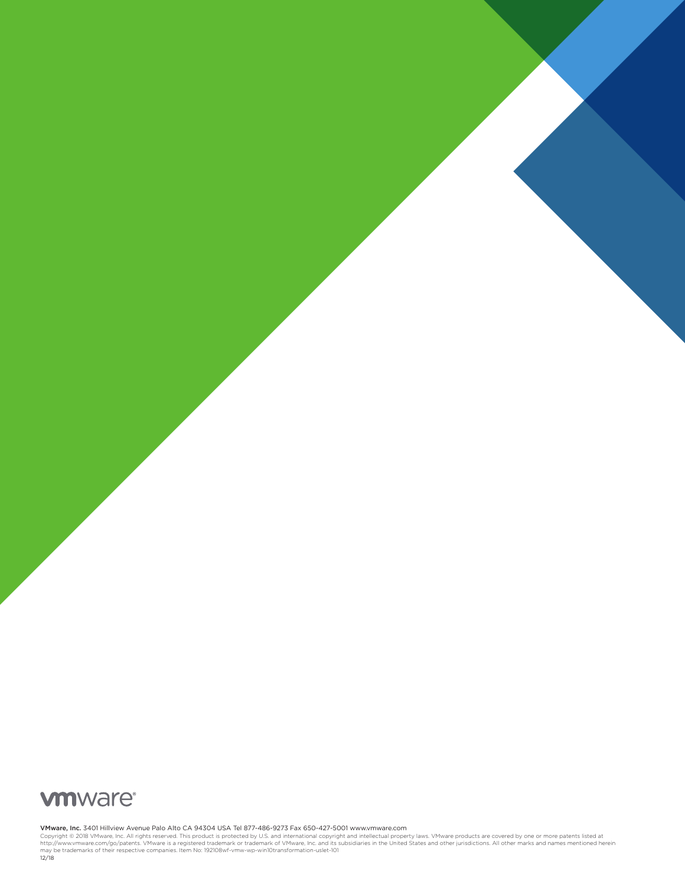**VMware, Inc.** 3401 Hillview Avenue Palo Alto CA 94304 USA Tel 877-486-9273 Fax 650-427-5001 www.vmware.com
Copyright © 2018 VMware, Inc. All rights reserved. This product is protected by U.S. and international copyright and intellectual property laws. VMware products are covered by one or more patents listed at http://www.vmware.com/go/patents. VMware is a registered trademark or trademark of VMware, Inc. and its subsidiaries in the United States and other jurisdictions. All other marks and names mentioned herein may be trademarks of their respective companies. Item No: 192108wf-vmw-wp-win10transformation-uslet-101
12/18